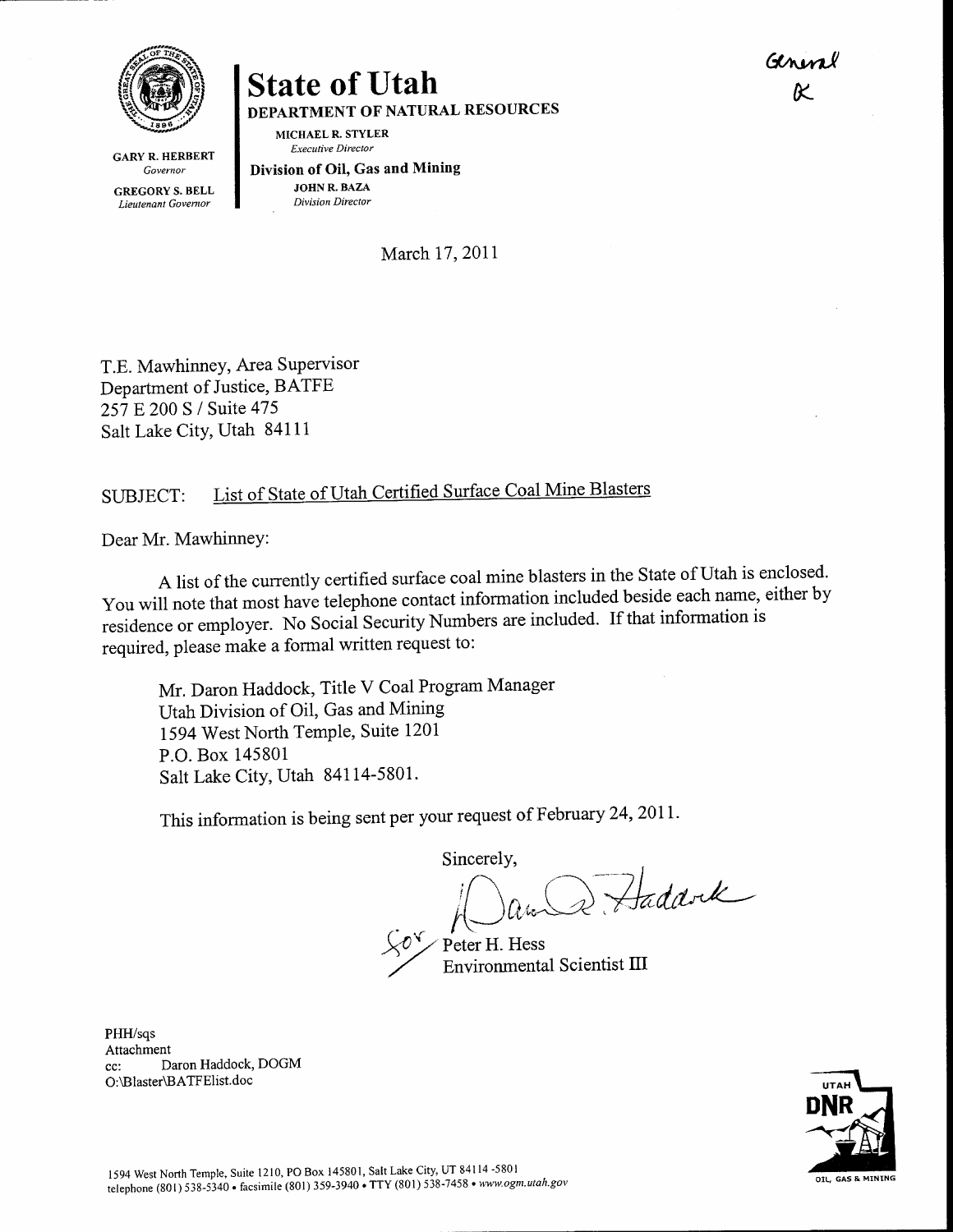# State of Utah

**DEPARTMENT OF NATURAL RESOURCES**

MICHAEL R. STYLER
*Executive Director*

**Division of Oil, Gas and Mining**
JOHN R. BAZA
*Division Director*

GARY R. HERBERT
*Governor*

GREGORY S. BELL
*Lieutenant Governor*

General
K

March 17, 2011

T.E. Mawhinney, Area Supervisor
Department of Justice, BATFE
257 E 200 S / Suite 475
Salt Lake City, Utah 84111

SUBJECT: List of State of Utah Certified Surface Coal Mine Blasters

Dear Mr. Mawhinney:

A list of the currently certified surface coal mine blasters in the State of Utah is enclosed. You will note that most have telephone contact information included beside each name, either by residence or employer. No Social Security Numbers are included. If that information is required, please make a formal written request to:

Mr. Daron Haddock, Title V Coal Program Manager
Utah Division of Oil, Gas and Mining
1594 West North Temple, Suite 1201
P.O. Box 145801
Salt Lake City, Utah 84114-5801.

This information is being sent per your request of February 24, 2011.

Sincerely,

Daron R. Haddock
for
Peter H. Hess
Environmental Scientist III

PHH/sqs
Attachment
cc: Daron Haddock, DOGM
O:\Blaster\BATFElist.doc

1594 West North Temple, Suite 1210, PO Box 145801, Salt Lake City, UT 84114-5801
telephone (801) 538-5340 • facsimile (801) 359-3940 • TTY (801) 538-7458 • *www.ogm.utah.gov*

UTAH DNR OIL, GAS & MINING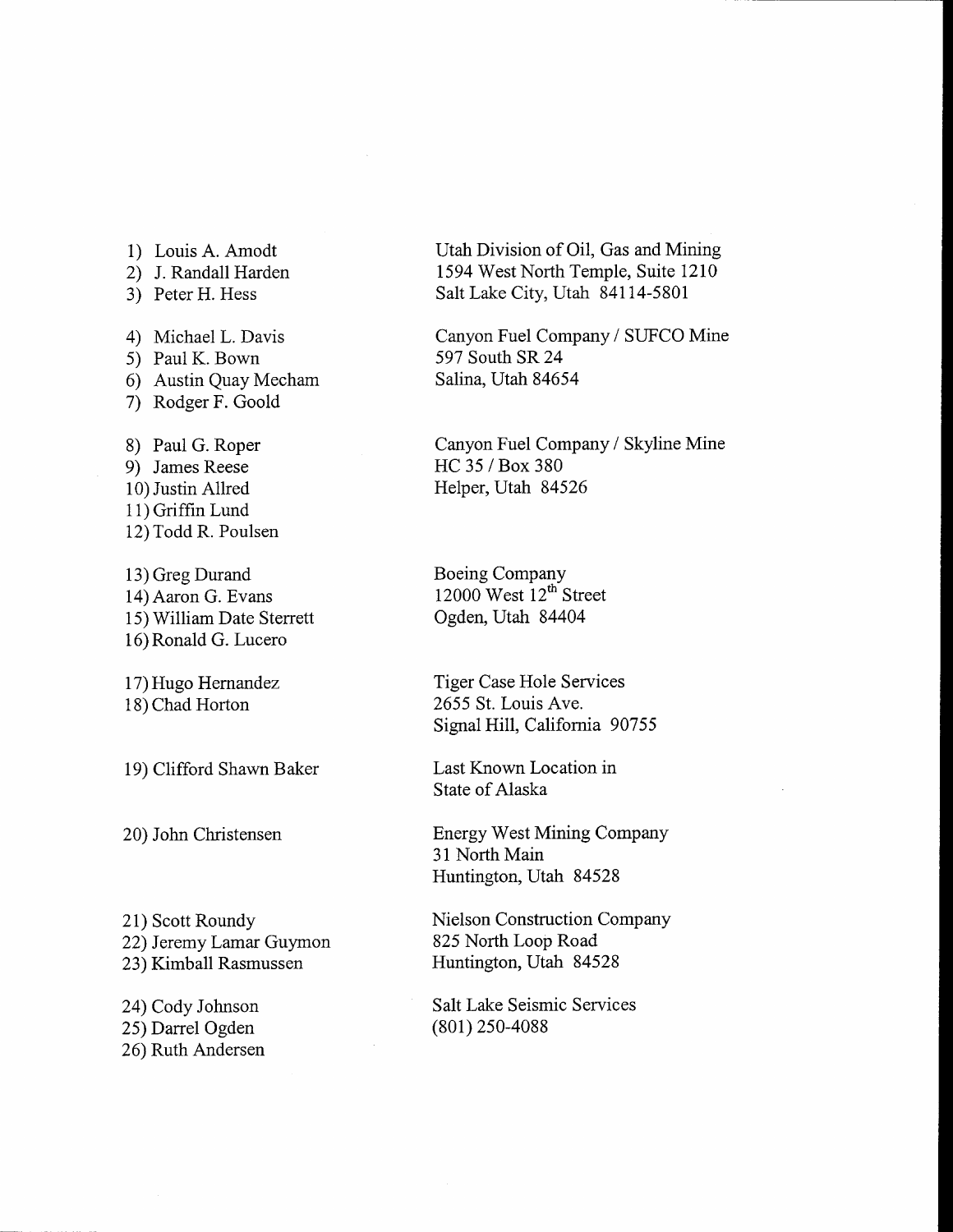| | |
|---|---|
| 1) Louis A. Amodt<br>2) J. Randall Harden<br>3) Peter H. Hess | Utah Division of Oil, Gas and Mining<br>1594 West North Temple, Suite 1210<br>Salt Lake City, Utah 84114-5801 |
| 4) Michael L. Davis<br>5) Paul K. Bown<br>6) Austin Quay Mecham<br>7) Rodger F. Goold | Canyon Fuel Company / SUFCO Mine<br>597 South SR 24<br>Salina, Utah 84654 |
| 8) Paul G. Roper<br>9) James Reese<br>10) Justin Allred<br>11) Griffin Lund<br>12) Todd R. Poulsen | Canyon Fuel Company / Skyline Mine<br>HC 35 / Box 380<br>Helper, Utah 84526 |
| 13) Greg Durand<br>14) Aaron G. Evans<br>15) William Date Sterrett<br>16) Ronald G. Lucero | Boeing Company<br>12000 West 12th Street<br>Ogden, Utah 84404 |
| 17) Hugo Hernandez<br>18) Chad Horton | Tiger Case Hole Services<br>2655 St. Louis Ave.<br>Signal Hill, California 90755 |
| 19) Clifford Shawn Baker | Last Known Location in<br>State of Alaska |
| 20) John Christensen | Energy West Mining Company<br>31 North Main<br>Huntington, Utah 84528 |
| 21) Scott Roundy<br>22) Jeremy Lamar Guymon<br>23) Kimball Rasmussen | Nielson Construction Company<br>825 North Loop Road<br>Huntington, Utah 84528 |
| 24) Cody Johnson<br>25) Darrel Ogden<br>26) Ruth Andersen | Salt Lake Seismic Services<br>(801) 250-4088 |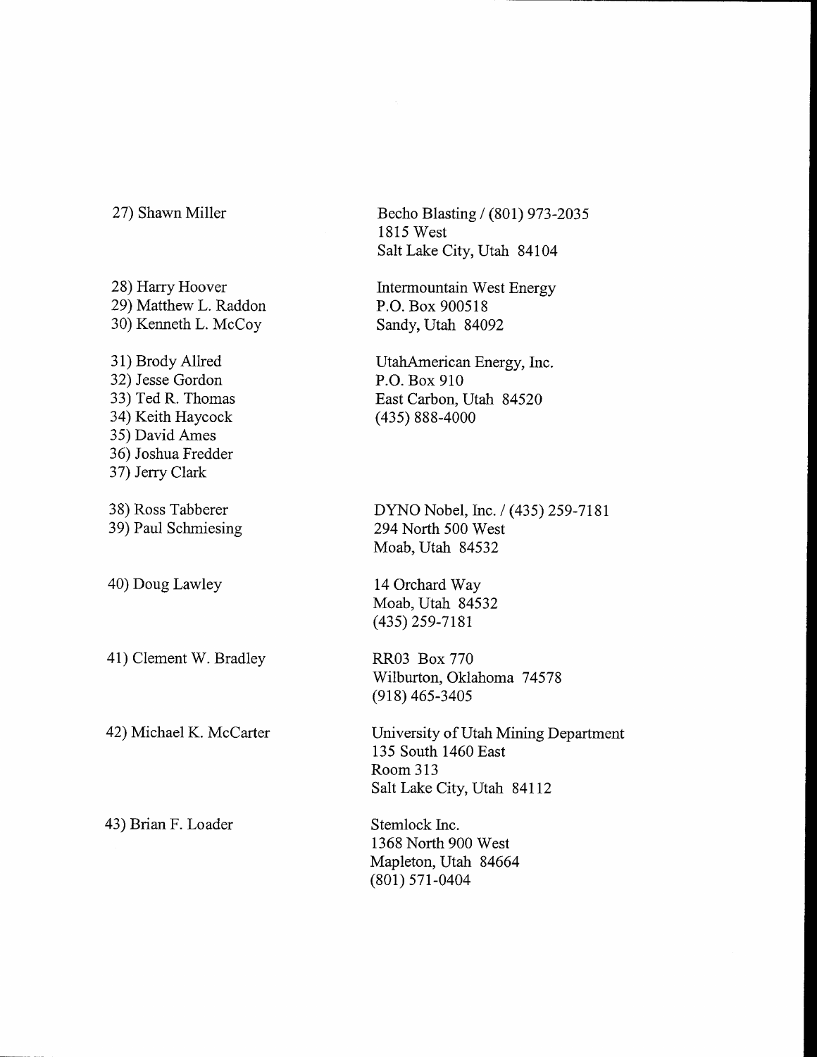| | |
|---|---|
| 27) Shawn Miller | Becho Blasting / (801) 973-2035<br>1815 West<br>Salt Lake City, Utah 84104 |
| 28) Harry Hoover<br>29) Matthew L. Raddon<br>30) Kenneth L. McCoy | Intermountain West Energy<br>P.O. Box 900518<br>Sandy, Utah 84092 |
| 31) Brody Allred<br>32) Jesse Gordon<br>33) Ted R. Thomas<br>34) Keith Haycock<br>35) David Ames<br>36) Joshua Fredder<br>37) Jerry Clark | UtahAmerican Energy, Inc.<br>P.O. Box 910<br>East Carbon, Utah 84520<br>(435) 888-4000 |
| 38) Ross Tabberer<br>39) Paul Schmiesing | DYNO Nobel, Inc. / (435) 259-7181<br>294 North 500 West<br>Moab, Utah 84532 |
| 40) Doug Lawley | 14 Orchard Way<br>Moab, Utah 84532<br>(435) 259-7181 |
| 41) Clement W. Bradley | RR03 Box 770<br>Wilburton, Oklahoma 74578<br>(918) 465-3405 |
| 42) Michael K. McCarter | University of Utah Mining Department<br>135 South 1460 East<br>Room 313<br>Salt Lake City, Utah 84112 |
| 43) Brian F. Loader | Stemlock Inc.<br>1368 North 900 West<br>Mapleton, Utah 84664<br>(801) 571-0404 |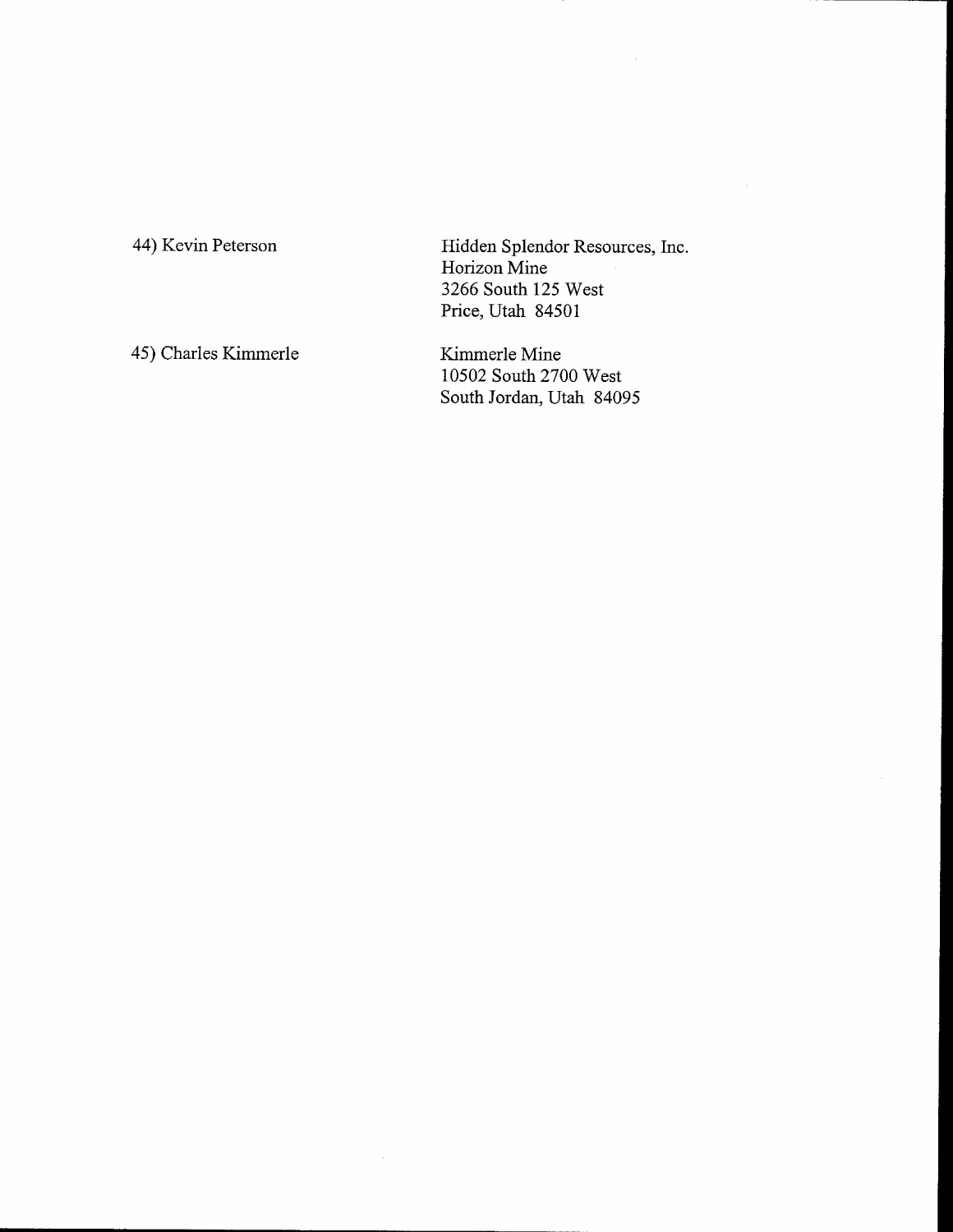| | |
|---|---|
| 44) Kevin Peterson | Hidden Splendor Resources, Inc.<br>Horizon Mine<br>3266 South 125 West<br>Price, Utah 84501 |
| 45) Charles Kimmerle | Kimmerle Mine<br>10502 South 2700 West<br>South Jordan, Utah 84095 |